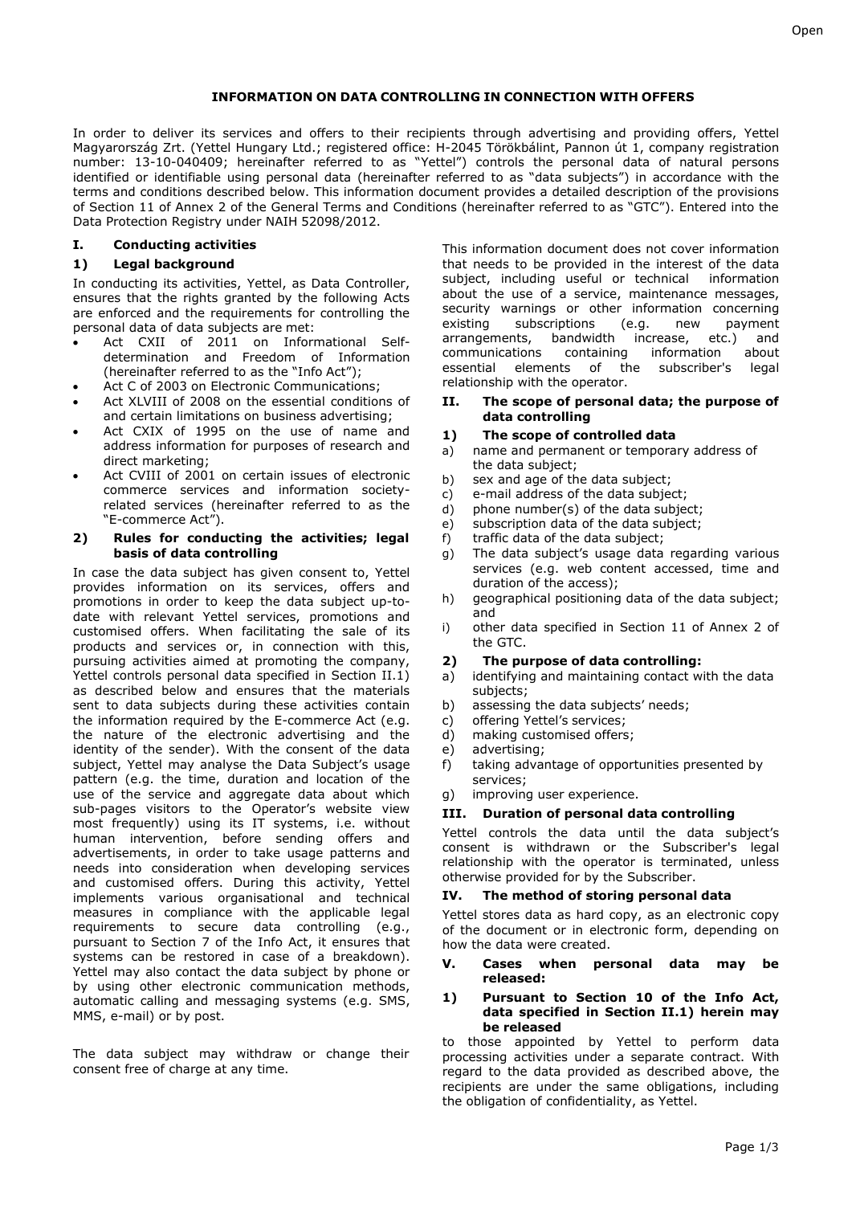# INFORMATION ON DATA CONTROLLING IN CONNECTION WITH OFFERS

In order to deliver its services and offers to their recipients through advertising and providing offers, Yettel Magyarország Zrt. (Yettel Hungary Ltd.; registered office: H-2045 Törökbálint, Pannon út 1, company registration number: 13-10-040409; hereinafter referred to as "Yettel") controls the personal data of natural persons identified or identifiable using personal data (hereinafter referred to as "data subjects") in accordance with the terms and conditions described below. This information document provides a detailed description of the provisions of Section 11 of Annex 2 of the General Terms and Conditions (hereinafter referred to as "GTC"). Entered into the Data Protection Registry under NAIH 52098/2012.

## I. Conducting activities

### 1) Legal background

In conducting its activities, Yettel, as Data Controller, ensures that the rights granted by the following Acts are enforced and the requirements for controlling the personal data of data subjects are met:

- Act CXII of 2011 on Informational Self-determination and Freedom of Information (hereinafter referred to as the "Info Act");
- Act C of 2003 on Electronic Communications;
- Act XLVIII of 2008 on the essential conditions of and certain limitations on business advertising;
- Act CXIX of 1995 on the use of name and address information for purposes of research and direct marketing;
- Act CVIII of 2001 on certain issues of electronic commerce services and information society-related services (hereinafter referred to as the "E-commerce Act").

### 2) Rules for conducting the activities; legal basis of data controlling

In case the data subject has given consent to, Yettel provides information on its services, offers and promotions in order to keep the data subject up-to-date with relevant Yettel services, promotions and customised offers. When facilitating the sale of its products and services or, in connection with this, pursuing activities aimed at promoting the company, Yettel controls personal data specified in Section II.1) as described below and ensures that the materials sent to data subjects during these activities contain the information required by the E-commerce Act (e.g. the nature of the electronic advertising and the identity of the sender). With the consent of the data subject, Yettel may analyse the Data Subject's usage pattern (e.g. the time, duration and location of the use of the service and aggregate data about which sub-pages visitors to the Operator's website view most frequently) using its IT systems, i.e. without human intervention, before sending offers and advertisements, in order to take usage patterns and needs into consideration when developing services and customised offers. During this activity, Yettel implements various organisational and technical measures in compliance with the applicable legal requirements to secure data controlling (e.g., pursuant to Section 7 of the Info Act, it ensures that systems can be restored in case of a breakdown). Yettel may also contact the data subject by phone or by using other electronic communication methods, automatic calling and messaging systems (e.g. SMS, MMS, e-mail) or by post.

The data subject may withdraw or change their consent free of charge at any time.

This information document does not cover information that needs to be provided in the interest of the data subject, including useful or technical information about the use of a service, maintenance messages, security warnings or other information concerning existing subscriptions (e.g. new payment arrangements, bandwidth increase, etc.) and communications containing information about essential elements of the subscriber's legal relationship with the operator.

## II. The scope of personal data; the purpose of data controlling

### 1) The scope of controlled data

a) name and permanent or temporary address of the data subject;
b) sex and age of the data subject;
c) e-mail address of the data subject;
d) phone number(s) of the data subject;
e) subscription data of the data subject;
f) traffic data of the data subject;
g) The data subject's usage data regarding various services (e.g. web content accessed, time and duration of the access);
h) geographical positioning data of the data subject; and
i) other data specified in Section 11 of Annex 2 of the GTC.

### 2) The purpose of data controlling:

a) identifying and maintaining contact with the data subjects;
b) assessing the data subjects' needs;
c) offering Yettel's services;
d) making customised offers;
e) advertising;
f) taking advantage of opportunities presented by services;
g) improving user experience.

## III. Duration of personal data controlling

Yettel controls the data until the data subject's consent is withdrawn or the Subscriber's legal relationship with the operator is terminated, unless otherwise provided for by the Subscriber.

## IV. The method of storing personal data

Yettel stores data as hard copy, as an electronic copy of the document or in electronic form, depending on how the data were created.

## V. Cases when personal data may be released:

### 1) Pursuant to Section 10 of the Info Act, data specified in Section II.1) herein may be released

to those appointed by Yettel to perform data processing activities under a separate contract. With regard to the data provided as described above, the recipients are under the same obligations, including the obligation of confidentiality, as Yettel.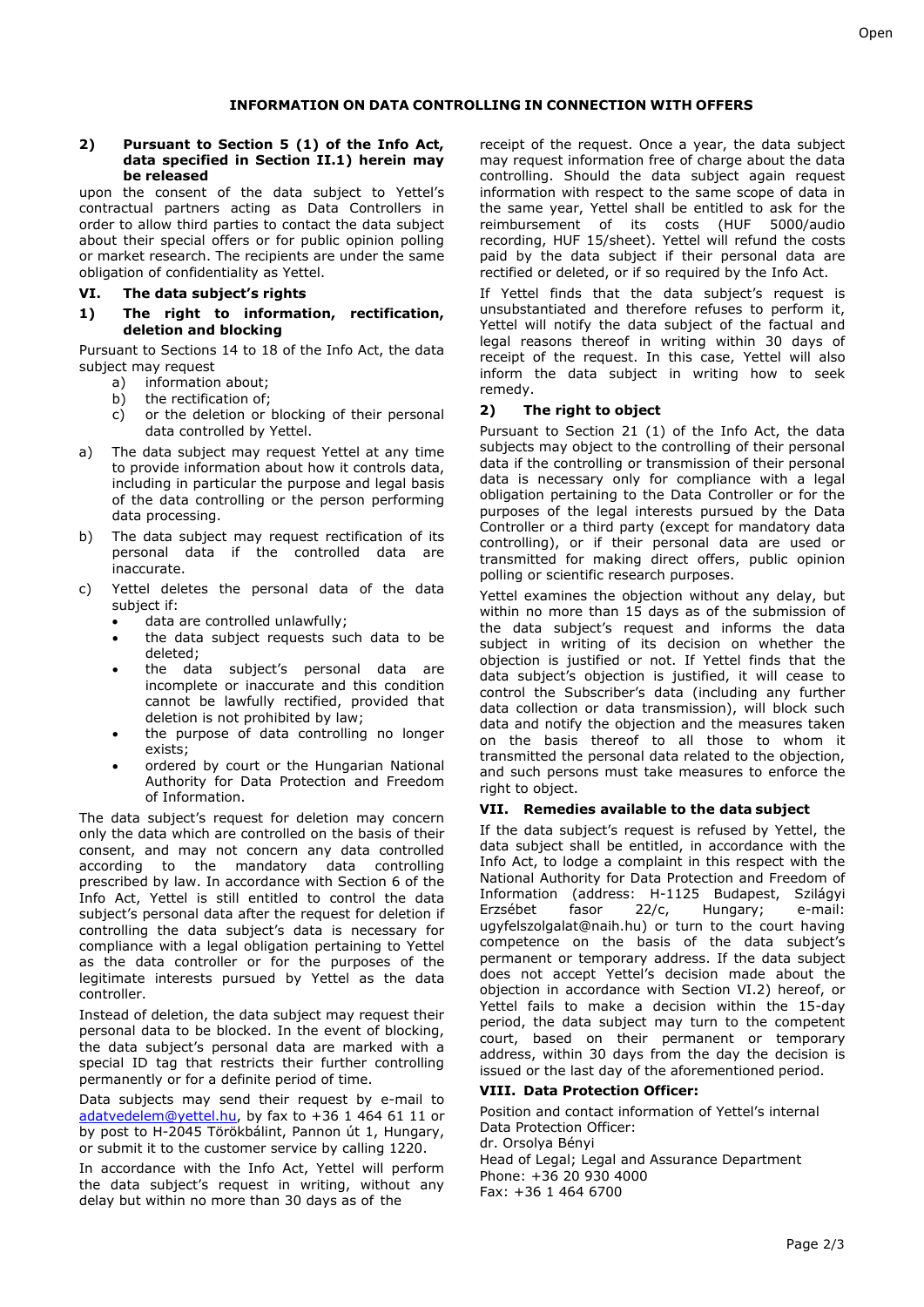# INFORMATION ON DATA CONTROLLING IN CONNECTION WITH OFFERS

**2) Pursuant to Section 5 (1) of the Info Act, data specified in Section II.1) herein may be released**

upon the consent of the data subject to Yettel's contractual partners acting as Data Controllers in order to allow third parties to contact the data subject about their special offers or for public opinion polling or market research. The recipients are under the same obligation of confidentiality as Yettel.

## VI. The data subject's rights

### 1) The right to information, rectification, deletion and blocking

Pursuant to Sections 14 to 18 of the Info Act, the data subject may request

a) information about;
b) the rectification of;
c) or the deletion or blocking of their personal data controlled by Yettel.

a) The data subject may request Yettel at any time to provide information about how it controls data, including in particular the purpose and legal basis of the data controlling or the person performing data processing.

b) The data subject may request rectification of its personal data if the controlled data are inaccurate.

c) Yettel deletes the personal data of the data subject if:
- data are controlled unlawfully;
- the data subject requests such data to be deleted;
- the data subject's personal data are incomplete or inaccurate and this condition cannot be lawfully rectified, provided that deletion is not prohibited by law;
- the purpose of data controlling no longer exists;
- ordered by court or the Hungarian National Authority for Data Protection and Freedom of Information.

The data subject's request for deletion may concern only the data which are controlled on the basis of their consent, and may not concern any data controlled according to the mandatory data controlling prescribed by law. In accordance with Section 6 of the Info Act, Yettel is still entitled to control the data subject's personal data after the request for deletion if controlling the data subject's data is necessary for compliance with a legal obligation pertaining to Yettel as the data controller or for the purposes of the legitimate interests pursued by Yettel as the data controller.

Instead of deletion, the data subject may request their personal data to be blocked. In the event of blocking, the data subject's personal data are marked with a special ID tag that restricts their further controlling permanently or for a definite period of time.

Data subjects may send their request by e-mail to adatvedelem@yettel.hu, by fax to +36 1 464 61 11 or by post to H-2045 Törökbálint, Pannon út 1, Hungary, or submit it to the customer service by calling 1220.

In accordance with the Info Act, Yettel will perform the data subject's request in writing, without any delay but within no more than 30 days as of the receipt of the request. Once a year, the data subject may request information free of charge about the data controlling. Should the data subject again request information with respect to the same scope of data in the same year, Yettel shall be entitled to ask for the reimbursement of its costs (HUF 5000/audio recording, HUF 15/sheet). Yettel will refund the costs paid by the data subject if their personal data are rectified or deleted, or if so required by the Info Act.

If Yettel finds that the data subject's request is unsubstantiated and therefore refuses to perform it, Yettel will notify the data subject of the factual and legal reasons thereof in writing within 30 days of receipt of the request. In this case, Yettel will also inform the data subject in writing how to seek remedy.

### 2) The right to object

Pursuant to Section 21 (1) of the Info Act, the data subjects may object to the controlling of their personal data if the controlling or transmission of their personal data is necessary only for compliance with a legal obligation pertaining to the Data Controller or for the purposes of the legal interests pursued by the Data Controller or a third party (except for mandatory data controlling), or if their personal data are used or transmitted for making direct offers, public opinion polling or scientific research purposes.

Yettel examines the objection without any delay, but within no more than 15 days as of the submission of the data subject's request and informs the data subject in writing of its decision on whether the objection is justified or not. If Yettel finds that the data subject's objection is justified, it will cease to control the Subscriber's data (including any further data collection or data transmission), will block such data and notify the objection and the measures taken on the basis thereof to all those to whom it transmitted the personal data related to the objection, and such persons must take measures to enforce the right to object.

## VII. Remedies available to the data subject

If the data subject's request is refused by Yettel, the data subject shall be entitled, in accordance with the Info Act, to lodge a complaint in this respect with the National Authority for Data Protection and Freedom of Information (address: H-1125 Budapest, Szilágyi Erzsébet fasor 22/c, Hungary; e-mail: ugyfelszolgalat@naih.hu) or turn to the court having competence on the basis of the data subject's permanent or temporary address. If the data subject does not accept Yettel's decision made about the objection in accordance with Section VI.2) hereof, or Yettel fails to make a decision within the 15-day period, the data subject may turn to the competent court, based on their permanent or temporary address, within 30 days from the day the decision is issued or the last day of the aforementioned period.

## VIII. Data Protection Officer:

Position and contact information of Yettel's internal Data Protection Officer:
dr. Orsolya Bényi
Head of Legal; Legal and Assurance Department
Phone: +36 20 930 4000
Fax: +36 1 464 6700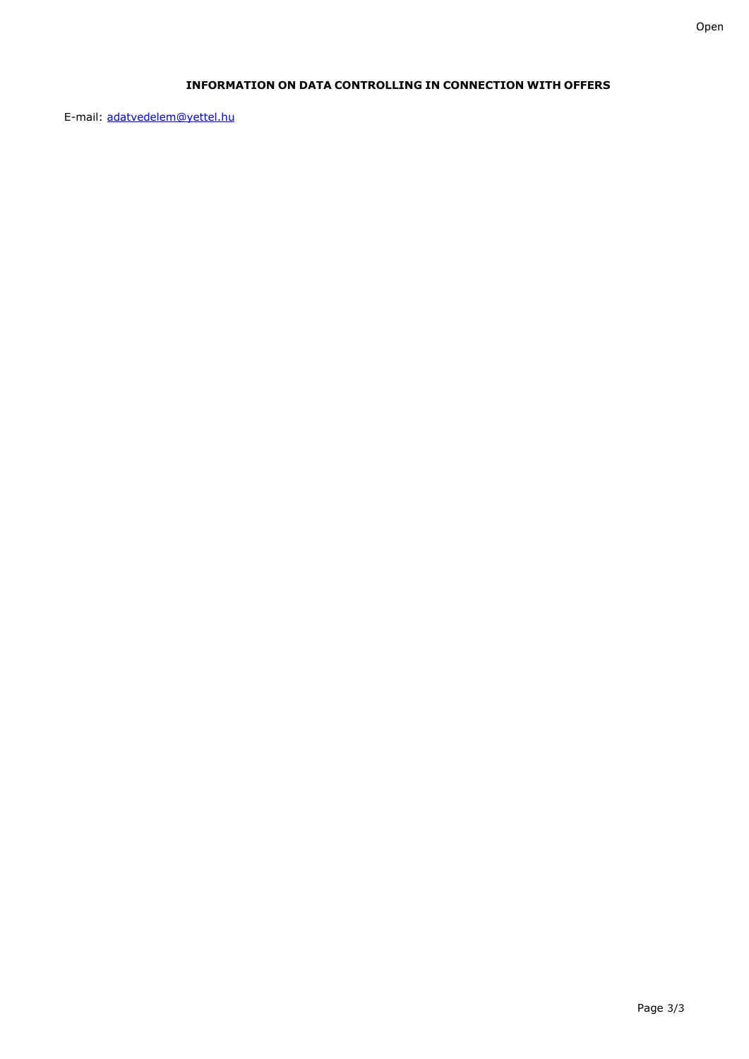E-mail: adatvedelem@yettel.hu